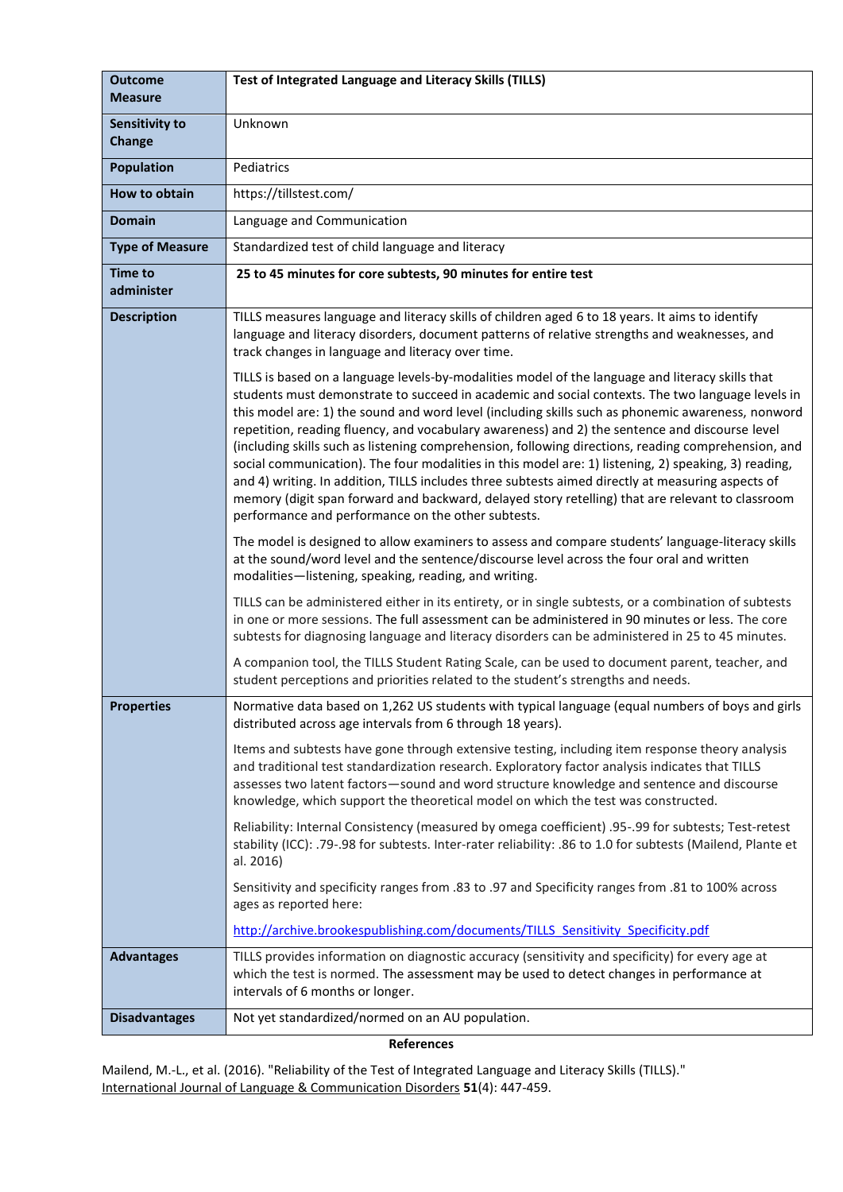| **Outcome Measure** | **Test of Integrated Language and Literacy Skills (TILLS)** |
|---|---|
| **Sensitivity to Change** | Unknown |
| **Population** | Pediatrics |
| **How to obtain** | https://tillstest.com/ |
| **Domain** | Language and Communication |
| **Type of Measure** | Standardized test of child language and literacy |
| **Time to administer** | **25 to 45 minutes for core subtests, 90 minutes for entire test** |
| **Description** | TILLS measures language and literacy skills of children aged 6 to 18 years. It aims to identify language and literacy disorders, document patterns of relative strengths and weaknesses, and track changes in language and literacy over time.<br><br>TILLS is based on a language levels-by-modalities model of the language and literacy skills that students must demonstrate to succeed in academic and social contexts. The two language levels in this model are: 1) the sound and word level (including skills such as phonemic awareness, nonword repetition, reading fluency, and vocabulary awareness) and 2) the sentence and discourse level (including skills such as listening comprehension, following directions, reading comprehension, and social communication). The four modalities in this model are: 1) listening, 2) speaking, 3) reading, and 4) writing. In addition, TILLS includes three subtests aimed directly at measuring aspects of memory (digit span forward and backward, delayed story retelling) that are relevant to classroom performance and performance on the other subtests.<br><br>The model is designed to allow examiners to assess and compare students' language-literacy skills at the sound/word level and the sentence/discourse level across the four oral and written modalities—listening, speaking, reading, and writing.<br><br>TILLS can be administered either in its entirety, or in single subtests, or a combination of subtests in one or more sessions. The full assessment can be administered in 90 minutes or less. The core subtests for diagnosing language and literacy disorders can be administered in 25 to 45 minutes.<br><br>A companion tool, the TILLS Student Rating Scale, can be used to document parent, teacher, and student perceptions and priorities related to the student's strengths and needs. |
| **Properties** | Normative data based on 1,262 US students with typical language (equal numbers of boys and girls distributed across age intervals from 6 through 18 years).<br><br>Items and subtests have gone through extensive testing, including item response theory analysis and traditional test standardization research. Exploratory factor analysis indicates that TILLS assesses two latent factors—sound and word structure knowledge and sentence and discourse knowledge, which support the theoretical model on which the test was constructed.<br><br>Reliability: Internal Consistency (measured by omega coefficient) .95-.99 for subtests; Test-retest stability (ICC): .79-.98 for subtests. Inter-rater reliability: .86 to 1.0 for subtests (Mailend, Plante et al. 2016)<br><br>Sensitivity and specificity ranges from .83 to .97 and Specificity ranges from .81 to 100% across ages as reported here:<br><br>http://archive.brookespublishing.com/documents/TILLS_Sensitivity_Specificity.pdf |
| **Advantages** | TILLS provides information on diagnostic accuracy (sensitivity and specificity) for every age at which the test is normed. The assessment may be used to detect changes in performance at intervals of 6 months or longer. |
| **Disadvantages** | Not yet standardized/normed on an AU population. |

**References**

Mailend, M.-L., et al. (2016). "Reliability of the Test of Integrated Language and Literacy Skills (TILLS)." International Journal of Language & Communication Disorders **51**(4): 447-459.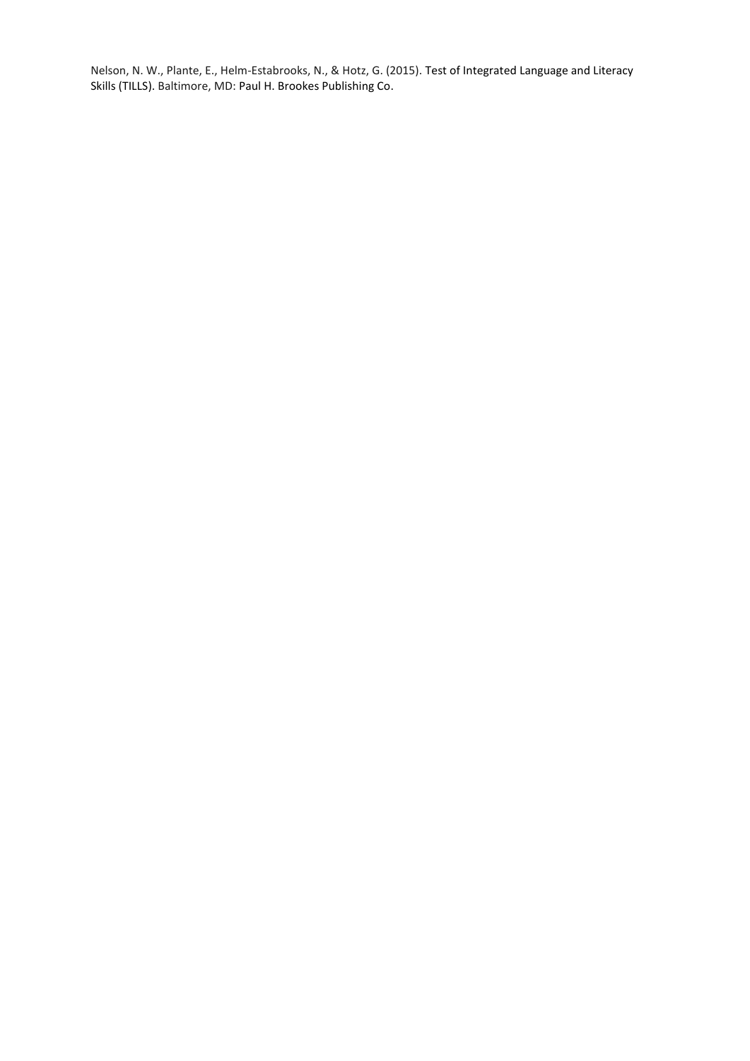Nelson, N. W., Plante, E., Helm-Estabrooks, N., & Hotz, G. (2015). Test of Integrated Language and Literacy Skills (TILLS). Baltimore, MD: Paul H. Brookes Publishing Co.